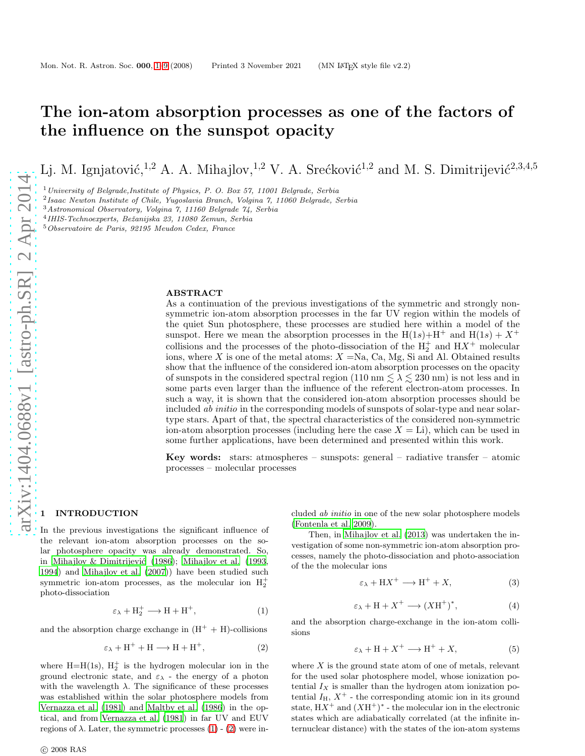# The ion-atom absorption processes as one of the factors of the influence on the sunspot opacity

Lj. M. Ignjatović,[1,2] A. A. Mihajlov,[1,2] V. A. Srećković[1,2] and M. S. Dimitrijević[2,3,4,5]

[1] *University of Belgrade,Institute of Physics, P. O. Box 57, 11001 Belgrade, Serbia*
[2] *Isaac Newton Institute of Chile, Yugoslavia Branch, Volgina 7, 11060 Belgrade, Serbia*
[3] *Astronomical Observatory, Volgina 7, 11160 Belgrade 74, Serbia*
[4] *IHIS-Technoexperts, Bežanijska 23, 11080 Zemun, Serbia*
[5] *Observatoire de Paris, 92195 Meudon Cedex, France*

## ABSTRACT

As a continuation of the previous investigations of the symmetric and strongly non-symmetric ion-atom absorption processes in the far UV region within the models of the quiet Sun photosphere, these processes are studied here within a model of the sunspot. Here we mean the absorption processes in the H($1s$)+H$^+$ and H($1s$) + $X^+$ collisions and the processes of the photo-dissociation of the $H_2^+$ and H$X^+$ molecular ions, where $X$ is one of the metal atoms: $X$ =Na, Ca, Mg, Si and Al. Obtained results show that the influence of the considered ion-atom absorption processes on the opacity of sunspots in the considered spectral region (110 nm $\lesssim \lambda \lesssim$ 230 nm) is not less and in some parts even larger than the influence of the referent electron-atom processes. In such a way, it is shown that the considered ion-atom absorption processes should be included *ab initio* in the corresponding models of sunspots of solar-type and near solar-type stars. Apart of that, the spectral characteristics of the considered non-symmetric ion-atom absorption processes (including here the case $X$ = Li), which can be used in some further applications, have been determined and presented within this work.

**Key words:** stars: atmospheres – sunspots: general – radiative transfer – atomic processes – molecular processes

## 1 INTRODUCTION

In the previous investigations the significant influence of the relevant ion-atom absorption processes on the solar photosphere opacity was already demonstrated. So, in Mihajlov & Dimitrijević (1986); Mihajlov et al. (1993, 1994) and Mihajlov et al. (2007)) have been studied such symmetric ion-atom processes, as the molecular ion $H_2^+$ photo-dissociation

$$\varepsilon_\lambda + H_2^+ \longrightarrow H + H^+, \tag{1}$$

and the absorption charge exchange in (H$^+$ + H)-collisions

$$\varepsilon_\lambda + H^+ + H \longrightarrow H + H^+, \tag{2}$$

where H=H(1s), $H_2^+$ is the hydrogen molecular ion in the ground electronic state, and $\varepsilon_\lambda$ - the energy of a photon with the wavelength $\lambda$. The significance of these processes was established within the solar photosphere models from Vernazza et al. (1981) and Maltby et al. (1986) in the optical, and from Vernazza et al. (1981) in far UV and EUV regions of $\lambda$. Later, the symmetric processes (1) - (2) were included *ab initio* in one of the new solar photosphere models (Fontenla et al. 2009).

Then, in Mihajlov et al. (2013) was undertaken the investigation of some non-symmetric ion-atom absorption processes, namely the photo-dissociation and photo-association of the the molecular ions

$$\varepsilon_\lambda + HX^+ \longrightarrow H^+ + X, \tag{3}$$

$$\varepsilon_\lambda + H + X^+ \longrightarrow (XH^+)^*, \tag{4}$$

and the absorption charge-exchange in the ion-atom collisions

$$\varepsilon_\lambda + H + X^+ \longrightarrow H^+ + X, \tag{5}$$

where $X$ is the ground state atom of one of metals, relevant for the used solar photosphere model, whose ionization potential $I_X$ is smaller than the hydrogen atom ionization potential $I_H$, $X^+$ - the corresponding atomic ion in its ground state, H$X^+$ and $(XH^+)^*$ - the molecular ion in the electronic states which are adiabatically correlated (at the infinite internuclear distance) with the states of the ion-atom systems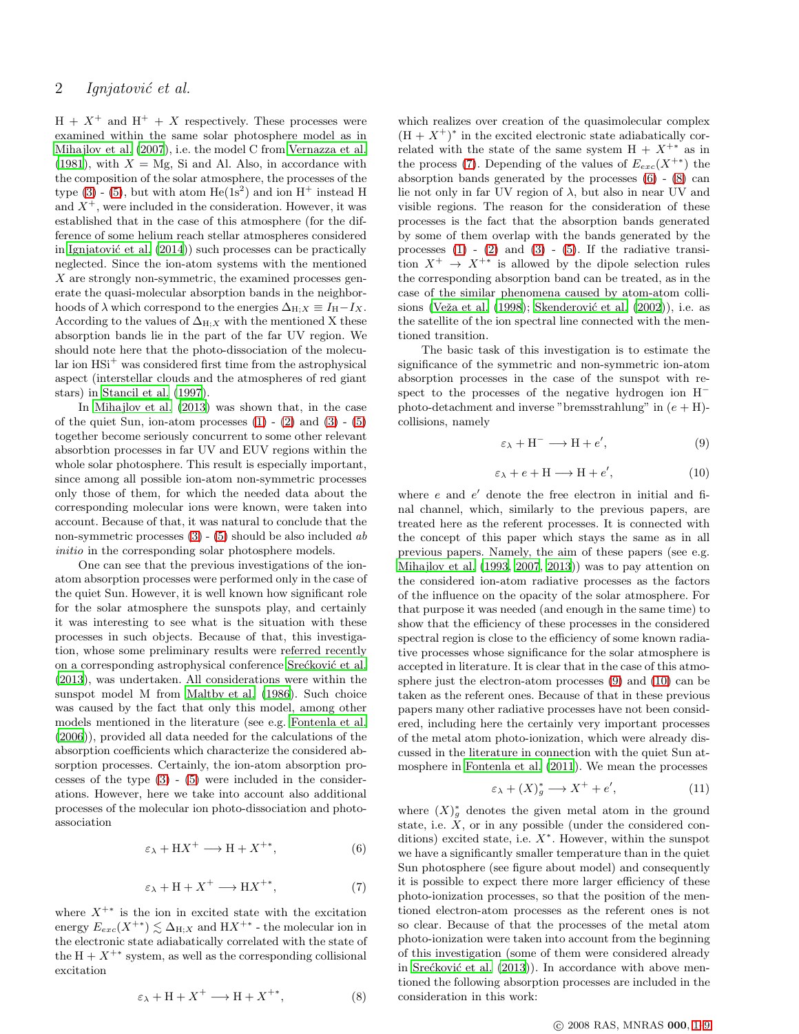H + $X^+$ and $H^+$ + $X$ respectively. These processes were examined within the same solar photosphere model as in Mihajlov et al. (2007), i.e. the model C from Vernazza et al. (1981), with $X$ = Mg, Si and Al. Also, in accordance with the composition of the solar atmosphere, the processes of the type (3) - (5), but with atom He($1s^2$) and ion $H^+$ instead H and $X^+$, were included in the consideration. However, it was established that in the case of this atmosphere (for the difference of some helium reach stellar atmospheres considered in Ignjatović et al. (2014)) such processes can be practically neglected. Since the ion-atom systems with the mentioned $X$ are strongly non-symmetric, the examined processes generate the quasi-molecular absorption bands in the neighborhoods of $\lambda$ which correspond to the energies $\Delta_{\mathrm{H};X} \equiv I_{\mathrm{H}} - I_X$. According to the values of $\Delta_{\mathrm{H};X}$ with the mentioned X these absorption bands lie in the part of the far UV region. We should note here that the photo-dissociation of the molecular ion $\mathrm{HSi}^+$ was considered first time from the astrophysical aspect (interstellar clouds and the atmospheres of red giant stars) in Stancil et al. (1997).

In Mihajlov et al. (2013) was shown that, in the case of the quiet Sun, ion-atom processes (1) - (2) and (3) - (5) together become seriously concurrent to some other relevant absorbtion processes in far UV and EUV regions within the whole solar photosphere. This result is especially important, since among all possible ion-atom non-symmetric processes only those of them, for which the needed data about the corresponding molecular ions were known, were taken into account. Because of that, it was natural to conclude that the non-symmetric processes (3) - (5) should be also included *ab initio* in the corresponding solar photosphere models.

One can see that the previous investigations of the ion-atom absorption processes were performed only in the case of the quiet Sun. However, it is well known how significant role for the solar atmosphere the sunspots play, and certainly it was interesting to see what is the situation with these processes in such objects. Because of that, this investigation, whose some preliminary results were referred recently on a corresponding astrophysical conference Srećković et al. (2013), was undertaken. All considerations were within the sunspot model M from Maltby et al. (1986). Such choice was caused by the fact that only this model, among other models mentioned in the literature (see e.g. Fontenla et al. (2006)), provided all data needed for the calculations of the absorption coefficients which characterize the considered absorption processes. Certainly, the ion-atom absorption processes of the type (3) - (5) were included in the considerations. However, here we take into account also additional processes of the molecular ion photo-dissociation and photo-association

$$\varepsilon_\lambda + \mathrm{H}X^+ \longrightarrow \mathrm{H} + X^{+*}, \tag{6}$$

$$\varepsilon_\lambda + \mathrm{H} + X^+ \longrightarrow \mathrm{H}X^{+*}, \tag{7}$$

where $X^{+*}$ is the ion in excited state with the excitation energy $E_{exc}(X^{+*}) \lesssim \Delta_{\mathrm{H};X}$ and $\mathrm{H}X^{+*}$ - the molecular ion in the electronic state adiabatically correlated with the state of the $\mathrm{H} + X^{+*}$ system, as well as the corresponding collisional excitation

$$\varepsilon_\lambda + \mathrm{H} + X^+ \longrightarrow \mathrm{H} + X^{+*}, \tag{8}$$

which realizes over creation of the quasimolecular complex $(\mathrm{H} + X^+)^*$ in the excited electronic state adiabatically correlated with the state of the same system $\mathrm{H} + X^{+*}$ as in the process (7). Depending of the values of $E_{exc}(X^{+*})$ the absorption bands generated by the processes (6) - (8) can lie not only in far UV region of $\lambda$, but also in near UV and visible regions. The reason for the consideration of these processes is the fact that the absorption bands generated by some of them overlap with the bands generated by the processes (1) - (2) and (3) - (5). If the radiative transition $X^+ \to X^{+*}$ is allowed by the dipole selection rules the corresponding absorption band can be treated, as in the case of the similar phenomena caused by atom-atom collisions (Veža et al. (1998); Skenderović et al. (2002)), i.e. as the satellite of the ion spectral line connected with the mentioned transition.

The basic task of this investigation is to estimate the significance of the symmetric and non-symmetric ion-atom absorption processes in the case of the sunspot with respect to the processes of the negative hydrogen ion $\mathrm{H}^-$ photo-detachment and inverse "bremsstrahlung" in $(e + \mathrm{H})$-collisions, namely

$$\varepsilon_\lambda + \mathrm{H}^- \longrightarrow \mathrm{H} + e', \tag{9}$$

$$\varepsilon_\lambda + e + \mathrm{H} \longrightarrow \mathrm{H} + e', \tag{10}$$

where $e$ and $e'$ denote the free electron in initial and final channel, which, similarly to the previous papers, are treated here as the referent processes. It is connected with the concept of this paper which stays the same as in all previous papers. Namely, the aim of these papers (see e.g. Mihajlov et al. (1993, 2007, 2013)) was to pay attention on the considered ion-atom radiative processes as the factors of the influence on the opacity of the solar atmosphere. For that purpose it was needed (and enough in the same time) to show that the efficiency of these processes in the considered spectral region is close to the efficiency of some known radiative processes whose significance for the solar atmosphere is accepted in literature. It is clear that in the case of this atmosphere just the electron-atom processes (9) and (10) can be taken as the referent ones. Because of that in these previous papers many other radiative processes have not been considered, including here the certainly very important processes of the metal atom photo-ionization, which were already discussed in the literature in connection with the quiet Sun atmosphere in Fontenla et al. (2011). We mean the processes

$$\varepsilon_\lambda + (X)^*_g \longrightarrow X^+ + e', \tag{11}$$

where $(X)^*_g$ denotes the given metal atom in the ground state, i.e. $X$, or in any possible (under the considered conditions) excited state, i.e. $X^*$. However, within the sunspot we have a significantly smaller temperature than in the quiet Sun photosphere (see figure about model) and consequently it is possible to expect there more larger efficiency of these photo-ionization processes, so that the position of the mentioned electron-atom processes as the referent ones is not so clear. Because of that the processes of the metal atom photo-ionization were taken into account from the beginning of this investigation (some of them were considered already in Srećković et al. (2013)). In accordance with above mentioned the following absorption processes are included in the consideration in this work: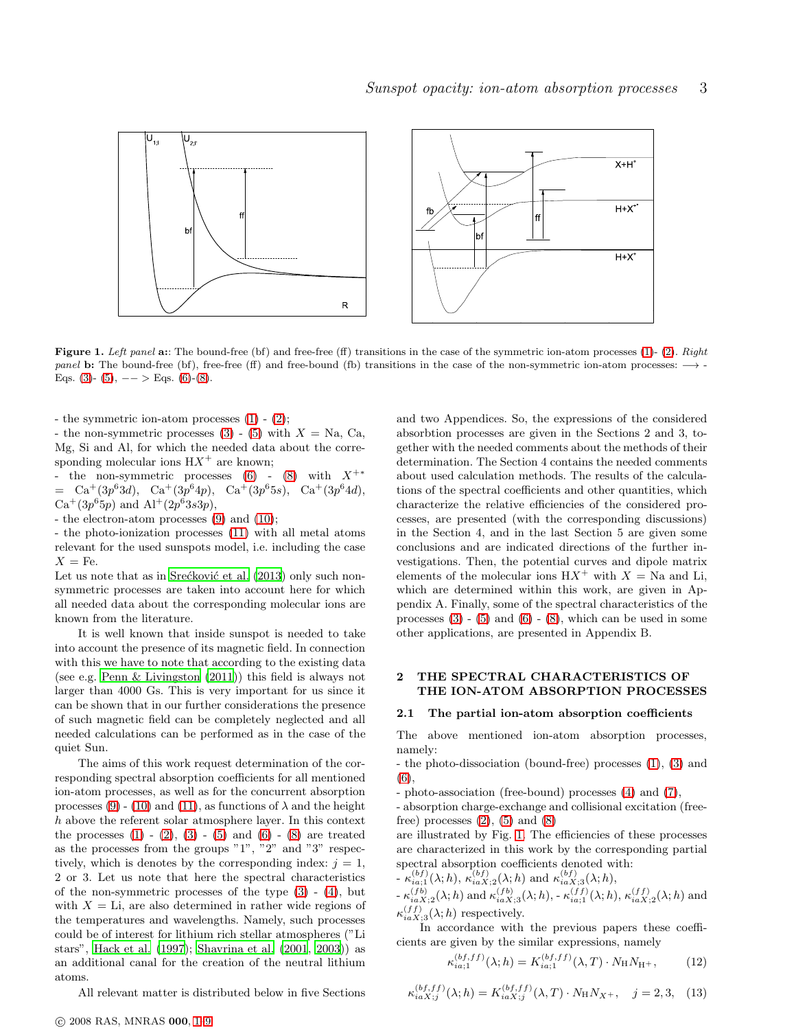**Figure 1.** *Left panel* **a:**: The bound-free (bf) and free-free (ff) transitions in the case of the symmetric ion-atom processes (1)- (2). *Right panel* **b:** The bound-free (bf), free-free (ff) and free-bound (fb) transitions in the case of the non-symmetric ion-atom processes: $\longrightarrow$ - Eqs. (3)- (5), $--->$ Eqs. (6)-(8).

- the symmetric ion-atom processes (1) - (2);
- the non-symmetric processes (3) - (5) with $X$ = Na, Ca, Mg, Si and Al, for which the needed data about the corresponding molecular ions $\mathrm{H}X^{+}$ are known;
- the non-symmetric processes (6) - (8) with $X^{+*}$ = $\mathrm{Ca}^{+}(3p^{6}3d)$, $\mathrm{Ca}^{+}(3p^{6}4p)$, $\mathrm{Ca}^{+}(3p^{6}5s)$, $\mathrm{Ca}^{+}(3p^{6}4d)$, $\mathrm{Ca}^{+}(3p^{6}5p)$ and $\mathrm{Al}^{+}(2p^{6}3s3p)$,
- the electron-atom processes (9) and (10);
- the photo-ionization processes (11) with all metal atoms relevant for the used sunspots model, i.e. including the case $X$ = Fe.

Let us note that as in Srećković et al. (2013) only such non-symmetric processes are taken into account here for which all needed data about the corresponding molecular ions are known from the literature.

It is well known that inside sunspot is needed to take into account the presence of its magnetic field. In connection with this we have to note that according to the existing data (see e.g. Penn & Livingston (2011)) this field is always not larger than 4000 Gs. This is very important for us since it can be shown that in our further considerations the presence of such magnetic field can be completely neglected and all needed calculations can be performed as in the case of the quiet Sun.

The aims of this work request determination of the corresponding spectral absorption coefficients for all mentioned ion-atom processes, as well as for the concurrent absorption processes (9) - (10) and (11), as functions of $\lambda$ and the height $h$ above the referent solar atmosphere layer. In this context the processes (1) - (2), (3) - (5) and (6) - (8) are treated as the processes from the groups "1", "2" and "3" respectively, which is denotes by the corresponding index: $j$ = 1, 2 or 3. Let us note that here the spectral characteristics of the non-symmetric processes of the type (3) - (4), but with $X$ = Li, are also determined in rather wide regions of the temperatures and wavelengths. Namely, such processes could be of interest for lithium rich stellar atmospheres ("Li stars", Hack et al. (1997); Shavrina et al. (2001, 2003)) as an additional canal for the creation of the neutral lithium atoms.

All relevant matter is distributed below in five Sections and two Appendices. So, the expressions of the considered absorbtion processes are given in the Sections 2 and 3, together with the needed comments about the methods of their determination. The Section 4 contains the needed comments about used calculation methods. The results of the calculations of the spectral coefficients and other quantities, which characterize the relative efficiencies of the considered processes, are presented (with the corresponding discussions) in the Section 4, and in the last Section 5 are given some conclusions and are indicated directions of the further investigations. Then, the potential curves and dipole matrix elements of the molecular ions $\mathrm{H}X^{+}$ with $X$ = Na and Li, which are determined within this work, are given in Appendix A. Finally, some of the spectral characteristics of the processes (3) - (5) and (6) - (8), which can be used in some other applications, are presented in Appendix B.

## 2 THE SPECTRAL CHARACTERISTICS OF THE ION-ATOM ABSORPTION PROCESSES

### 2.1 The partial ion-atom absorption coefficients

The above mentioned ion-atom absorption processes, namely:
- the photo-dissociation (bound-free) processes (1), (3) and (6),
- photo-association (free-bound) processes (4) and (7),
- absorption charge-exchange and collisional excitation (free-free) processes (2), (5) and (8)

are illustrated by Fig. 1. The efficiencies of these processes are characterized in this work by the corresponding partial spectral absorption coefficients denoted with:
- $\kappa^{(bf)}_{ia;1}(\lambda;h)$, $\kappa^{(bf)}_{iaX;2}(\lambda;h)$ and $\kappa^{(bf)}_{iaX;3}(\lambda;h)$,
- $\kappa^{(fb)}_{iaX;2}(\lambda;h)$ and $\kappa^{(fb)}_{iaX;3}(\lambda;h)$, - $\kappa^{(ff)}_{ia;1}(\lambda;h)$, $\kappa^{(ff)}_{iaX;2}(\lambda;h)$ and $\kappa^{(ff)}_{iaX;3}(\lambda;h)$ respectively.

In accordance with the previous papers these coefficients are given by the similar expressions, namely

$$\kappa^{(bf,ff)}_{ia;1}(\lambda;h) = K^{(bf,ff)}_{ia;1}(\lambda,T)\cdot N_{\mathrm{H}}N_{\mathrm{H}^{+}}, \qquad (12)$$

$$\kappa^{(bf,ff)}_{iaX;j}(\lambda;h) = K^{(bf,ff)}_{iaX;j}(\lambda,T)\cdot N_{\mathrm{H}}N_{X^{+}}, \quad j=2,3, \qquad (13)$$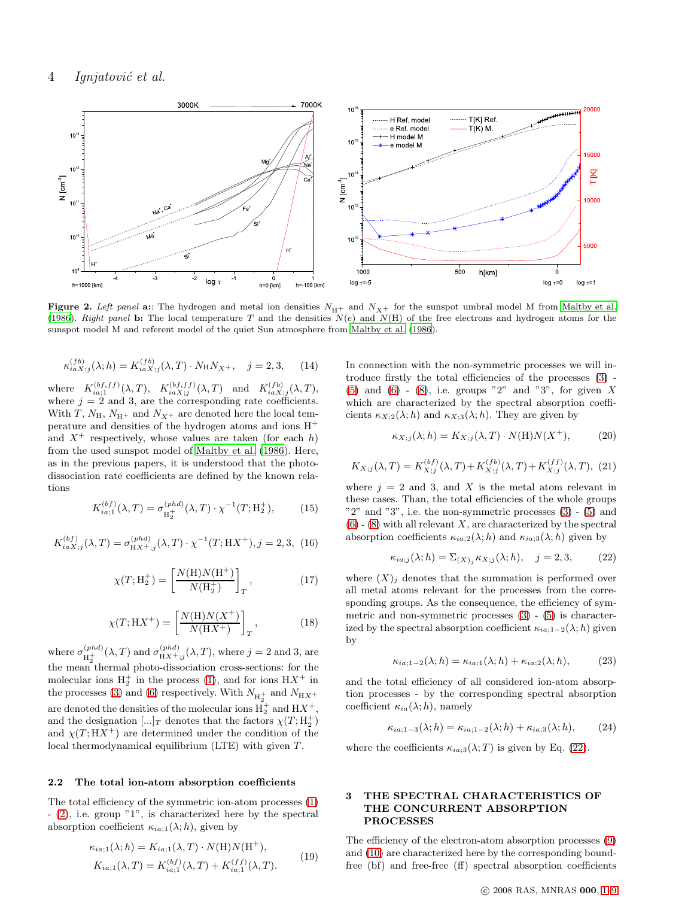**Figure 2.** *Left panel* **a**:: The hydrogen and metal ion densities $N_{\rm H^+}$ and $N_{X^+}$ for the sunspot umbral model M from Maltby et al. (1986). *Right panel* **b:** The local temperature $T$ and the densities $N(e)$ and $N({\rm H})$ of the free electrons and hydrogen atoms for the sunspot model M and referent model of the quiet Sun atmosphere from Maltby et al. (1986).

$$\kappa^{(fb)}_{iaX;j}(\lambda;h) = K^{(fb)}_{iaX;j}(\lambda,T)\cdot N_{\rm H}N_{X^+}, \quad j=2,3, \qquad (14)$$

where $K^{(bf,ff)}_{ia;1}(\lambda,T)$, $K^{(bf,ff)}_{iaX;j}(\lambda,T)$ and $K^{(fb)}_{iaX;j}(\lambda,T)$, where $j=2$ and 3, are the corresponding rate coefficients. With $T$, $N_{\rm H}$, $N_{\rm H^+}$ and $N_{X^+}$ are denoted here the local temperature and densities of the hydrogen atoms and ions $H^+$ and $X^+$ respectively, whose values are taken (for each $h$) from the used sunspot model of Maltby et al. (1986). Here, as in the previous papers, it is understood that the photo-dissociation rate coefficients are defined by the known relations

$$K^{(bf)}_{ia;1}(\lambda,T) = \sigma^{(phd)}_{\rm H_2^+}(\lambda,T)\cdot\chi^{-1}(T;{\rm H_2^+}), \qquad (15)$$

$$K^{(bf)}_{iaX;j}(\lambda,T) = \sigma^{(phd)}_{{\rm HX}^+;j}(\lambda,T)\cdot\chi^{-1}(T;{\rm HX}^+), j=2,3, \quad (16)$$

$$\chi(T;{\rm H_2^+}) = \left[\frac{N({\rm H})N({\rm H^+})}{N({\rm H_2^+})}\right]_T, \qquad (17)$$

$$\chi(T;{\rm HX^+}) = \left[\frac{N({\rm H})N(X^+)}{N({\rm HX^+})}\right]_T, \qquad (18)$$

where $\sigma^{(phd)}_{\rm H_2^+}(\lambda,T)$ and $\sigma^{(phd)}_{{\rm HX}^+;j}(\lambda,T)$, where $j=2$ and 3, are the mean thermal photo-dissociation cross-sections: for the molecular ions $H_2^+$ in the process (1), and for ions $HX^+$ in the processes (3) and (6) respectively. With $N_{\rm H_2^+}$ and $N_{\rm HX^+}$ are denoted the densities of the molecular ions $H_2^+$ and $HX^+$, and the designation $[...]_T$ denotes that the factors $\chi(T;{\rm H_2^+})$ and $\chi(T;{\rm HX^+})$ are determined under the condition of the local thermodynamical equilibrium (LTE) with given $T$.

### 2.2 The total ion-atom absorption coefficients

The total efficiency of the symmetric ion-atom processes (1) - (2), i.e. group "1", is characterized here by the spectral absorption coefficient $\kappa_{ia;1}(\lambda;h)$, given by

$$\kappa_{ia;1}(\lambda;h) = K_{ia;1}(\lambda,T)\cdot N({\rm H})N({\rm H^+}),$$
$$K_{ia;1}(\lambda,T) = K^{(bf)}_{ia;1}(\lambda,T) + K^{(ff)}_{ia;1}(\lambda,T). \qquad (19)$$

In connection with the non-symmetric processes we will introduce firstly the total efficiencies of the processes (3) - (5) and (6) - (8), i.e. groups "2" and "3", for given $X$ which are characterized by the spectral absorption coefficients $\kappa_{X;2}(\lambda;h)$ and $\kappa_{X;3}(\lambda;h)$. They are given by

$$\kappa_{X;j}(\lambda;h) = K_{X;j}(\lambda,T)\cdot N({\rm H})N(X^+), \qquad (20)$$

$$K_{X;j}(\lambda,T) = K^{(bf)}_{X;j}(\lambda,T) + K^{(fb)}_{X;j}(\lambda,T) + K^{(ff)}_{X;j}(\lambda,T), \quad (21)$$

where $j=2$ and 3, and $X$ is the metal atom relevant in these cases. Than, the total efficiencies of the whole groups "2" and "3", i.e. the non-symmetric processes (3) - (5) and (6) - (8) with all relevant $X$, are characterized by the spectral absorption coefficients $\kappa_{ia;2}(\lambda;h)$ and $\kappa_{ia;3}(\lambda;h)$ given by

$$\kappa_{ia;j}(\lambda;h) = \Sigma_{(X)_j}\kappa_{X;j}(\lambda;h), \quad j=2,3, \qquad (22)$$

where $(X)_j$ denotes that the summation is performed over all metal atoms relevant for the processes from the corresponding groups. As the consequence, the efficiency of symmetric and non-symmetric processes (3) - (5) is characterized by the spectral absorption coefficient $\kappa_{ia;1-2}(\lambda;h)$ given by

$$\kappa_{ia;1-2}(\lambda;h) = \kappa_{ia;1}(\lambda;h) + \kappa_{ia;2}(\lambda;h), \qquad (23)$$

and the total efficiency of all considered ion-atom absorption processes - by the corresponding spectral absorption coefficient $\kappa_{ia}(\lambda;h)$, namely

$$\kappa_{ia;1-3}(\lambda;h) = \kappa_{ia;1-2}(\lambda;h) + \kappa_{ia;3}(\lambda;h), \qquad (24)$$

where the coefficients $\kappa_{ia;3}(\lambda;T)$ is given by Eq. (22).

## 3 THE SPECTRAL CHARACTERISTICS OF THE CONCURRENT ABSORPTION PROCESSES

The efficiency of the electron-atom absorption processes (9) and (10) are characterized here by the corresponding bound-free (bf) and free-free (ff) spectral absorption coefficients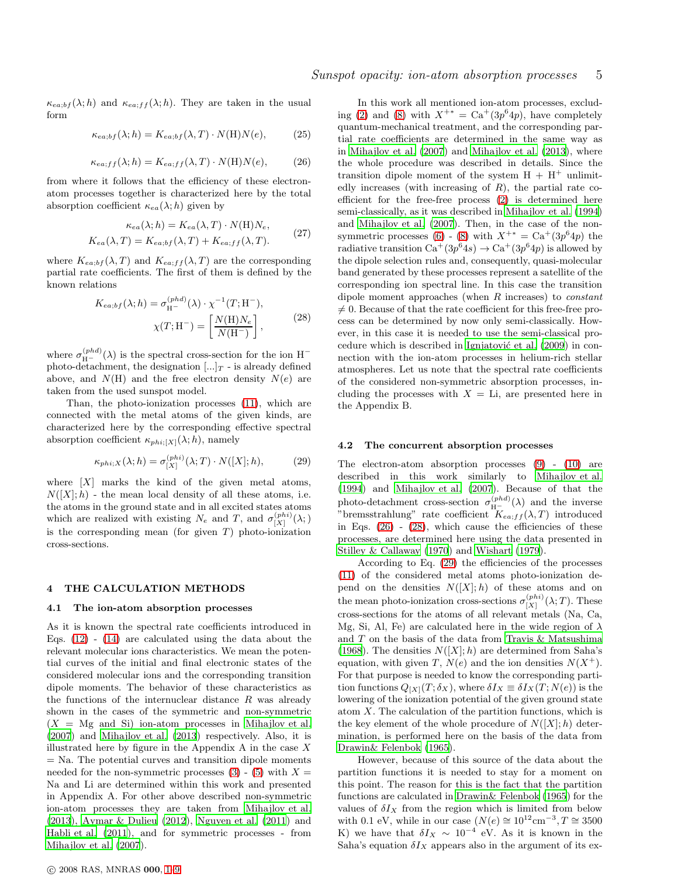$\kappa_{ea;bf}(\lambda;h)$ and $\kappa_{ea;ff}(\lambda;h)$. They are taken in the usual form

$$\kappa_{ea;bf}(\lambda;h) = K_{ea;bf}(\lambda,T) \cdot N(\mathrm{H})N(e), \tag{25}$$

$$\kappa_{ea;ff}(\lambda;h) = K_{ea;ff}(\lambda,T) \cdot N(\mathrm{H})N(e), \tag{26}$$

from where it follows that the efficiency of these electron-atom processes together is characterized here by the total absorption coefficient $\kappa_{ea}(\lambda;h)$ given by

$$\begin{aligned} \kappa_{ea}(\lambda;h) &= K_{ea}(\lambda,T) \cdot N(\mathrm{H})N_e, \\ K_{ea}(\lambda,T) &= K_{ea;bf}(\lambda,T) + K_{ea;ff}(\lambda,T). \end{aligned} \tag{27}$$

where $K_{ea;bf}(\lambda,T)$ and $K_{ea;ff}(\lambda,T)$ are the corresponding partial rate coefficients. The first of them is defined by the known relations

$$\begin{aligned} K_{ea;bf}(\lambda;h) &= \sigma^{(phd)}_{\mathrm{H}^-}(\lambda) \cdot \chi^{-1}(T;\mathrm{H}^-), \\ \chi(T;\mathrm{H}^-) &= \left[\frac{N(\mathrm{H})N_e}{N(\mathrm{H}^-)}\right], \end{aligned} \tag{28}$$

where $\sigma^{(phd)}_{\mathrm{H}^-}(\lambda)$ is the spectral cross-section for the ion $\mathrm{H}^-$ photo-detachment, the designation $[...]_T$ - is already defined above, and $N(\mathrm{H})$ and the free electron density $N(e)$ are taken from the used sunspot model.

Than, the photo-ionization processes (11), which are connected with the metal atoms of the given kinds, are characterized here by the corresponding effective spectral absorption coefficient $\kappa_{phi;[X]}(\lambda;h)$, namely

$$\kappa_{phi;X}(\lambda;h) = \sigma^{(phi)}_{[X]}(\lambda;T) \cdot N([X];h), \tag{29}$$

where $[X]$ marks the kind of the given metal atoms, $N([X];h)$ - the mean local density of all these atoms, i.e. the atoms in the ground state and in all excited states atoms which are realized with existing $N_e$ and $T$, and $\sigma^{(phi)}_{[X]}(\lambda;)$ is the corresponding mean (for given $T$) photo-ionization cross-sections.

## 4 THE CALCULATION METHODS

### 4.1 The ion-atom absorption processes

As it is known the spectral rate coefficients introduced in Eqs. (12) - (14) are calculated using the data about the relevant molecular ions characteristics. We mean the potential curves of the initial and final electronic states of the considered molecular ions and the corresponding transition dipole moments. The behavior of these characteristics as the functions of the internuclear distance $R$ was already shown in the cases of the symmetric and non-symmetric ($X$ = Mg and Si) ion-atom processes in Mihajlov et al. (2007) and Mihajlov et al. (2013) respectively. Also, it is illustrated here by figure in the Appendix A in the case $X$ = Na. The potential curves and transition dipole moments needed for the non-symmetric processes (3) - (5) with $X$ = Na and Li are determined within this work and presented in Appendix A. For other above described non-symmetric ion-atom processes they are taken from Mihajlov et al. (2013), Aymar & Dulieu (2012), Nguyen et al. (2011) and Habli et al. (2011), and for symmetric processes - from Mihajlov et al. (2007).

In this work all mentioned ion-atom processes, excluding (2) and (8) with $X^{+*} = \mathrm{Ca}^+(3p^64p)$, have completely quantum-mechanical treatment, and the corresponding partial rate coefficients are determined in the same way as in Mihajlov et al. (2007) and Mihajlov et al. (2013), where the whole procedure was described in details. Since the transition dipole moment of the system H + $\mathrm{H}^+$ unlimitedly increases (with increasing of $R$), the partial rate coefficient for the free-free process (2) is determined here semi-classically, as it was described in Mihajlov et al. (1994) and Mihajlov et al. (2007). Then, in the case of the non-symmetric processes (6) - (8) with $X^{+*} = \mathrm{Ca}^+(3p^64p)$ the radiative transition $\mathrm{Ca}^+(3p^64s) \to \mathrm{Ca}^+(3p^64p)$ is allowed by the dipole selection rules and, consequently, quasi-molecular band generated by these processes represent a satellite of the corresponding ion spectral line. In this case the transition dipole moment approaches (when $R$ increases) to *constant* $\neq 0$. Because of that the rate coefficient for this free-free process can be determined by now only semi-classically. However, in this case it is needed to use the semi-classical procedure which is described in Ignjatović et al. (2009) in connection with the ion-atom processes in helium-rich stellar atmospheres. Let us note that the spectral rate coefficients of the considered non-symmetric absorption processes, including the processes with $X$ = Li, are presented here in the Appendix B.

### 4.2 The concurrent absorption processes

The electron-atom absorption processes (9) - (10) are described in this work similarly to Mihajlov et al. (1994) and Mihajlov et al. (2007). Because of that the photo-detachment cross-section $\sigma^{(phd)}_{\mathrm{H}^-}(\lambda)$ and the inverse "bremsstrahlung" rate coefficient $K_{ea;ff}(\lambda,T)$ introduced in Eqs. (26) - (28), which cause the efficiencies of these processes, are determined here using the data presented in Stilley & Callaway (1970) and Wishart (1979).

According to Eq. (29) the efficiencies of the processes (11) of the considered metal atoms photo-ionization depend on the densities $N([X];h)$ of these atoms and on the mean photo-ionization cross-sections $\sigma^{(phi)}_{[X]}(\lambda;T)$. These cross-sections for the atoms of all relevant metals (Na, Ca, Mg, Si, Al, Fe) are calculated here in the wide region of $\lambda$ and $T$ on the basis of the data from Travis & Matsushima (1968). The densities $N([X];h)$ are determined from Saha's equation, with given $T$, $N(e)$ and the ion densities $N(X^+)$. For that purpose is needed to know the corresponding partition functions $Q_{[X]}(T;\delta_X)$, where $\delta I_X \equiv \delta I_X(T;N(e))$ is the lowering of the ionization potential of the given ground state atom $X$. The calculation of the partition functions, which is the key element of the whole procedure of $N([X];h)$ determination, is performed here on the basis of the data from Drawin& Felenbok (1965).

However, because of this source of the data about the partition functions it is needed to stay for a moment on this point. The reason for this is the fact that the partition functions are calculated in Drawin& Felenbok (1965) for the values of $\delta I_X$ from the region which is limited from below with 0.1 eV, while in our case ($N(e) \cong 10^{12}\mathrm{cm}^{-3}, T \cong 3500$ K) we have that $\delta I_X \sim 10^{-4}$ eV. As it is known in the Saha's equation $\delta I_X$ appears also in the argument of its ex-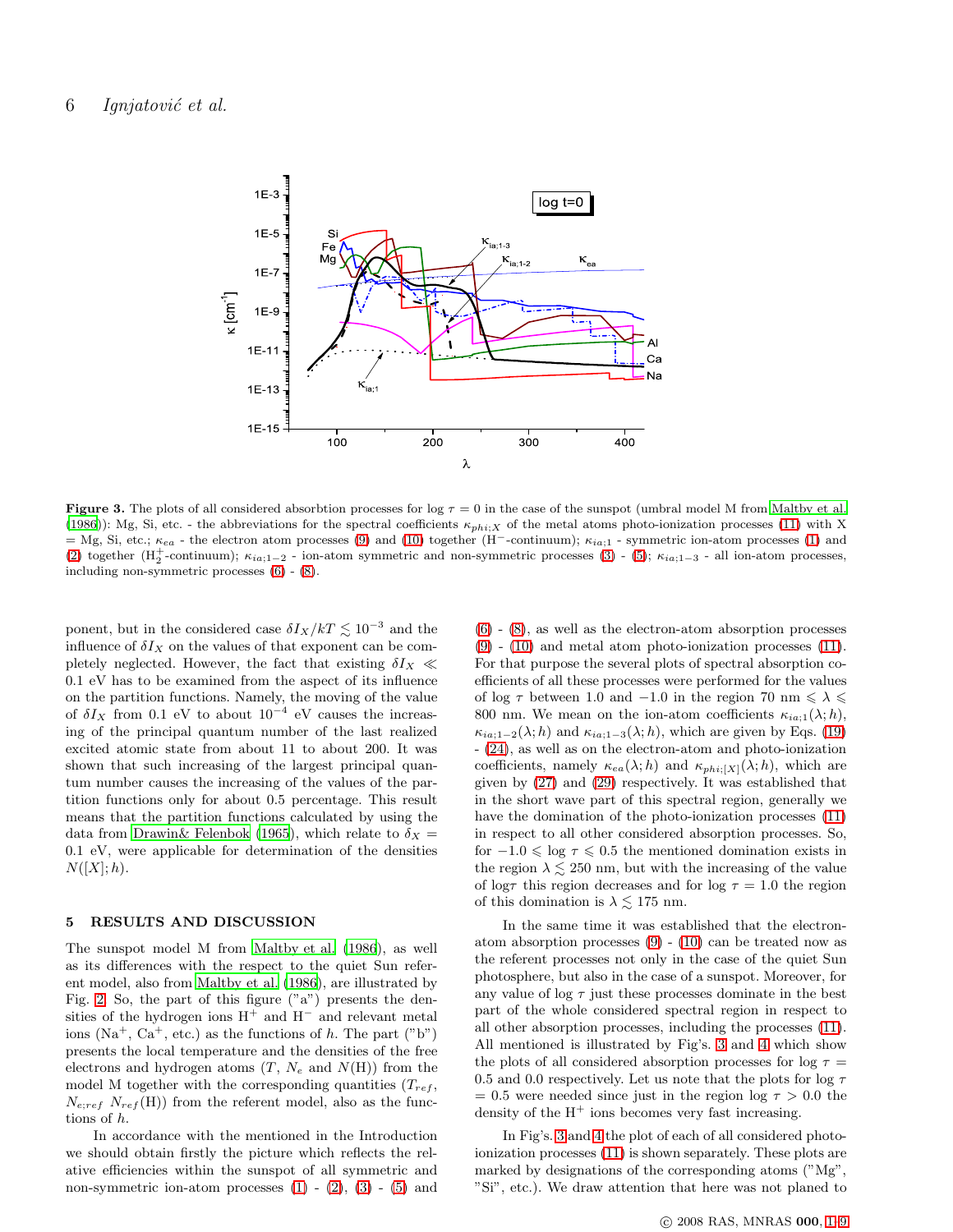**Figure 3.** The plots of all considered absorbtion processes for log $\tau = 0$ in the case of the sunspot (umbral model M from Maltby et al. (1986)): Mg, Si, etc. - the abbreviations for the spectral coefficients $\kappa_{phi;X}$ of the metal atoms photo-ionization processes (11) with X = Mg, Si, etc.; $\kappa_{ea}$ - the electron atom processes (9) and (10) together ($H^-$-continuum); $\kappa_{ia;1}$ - symmetric ion-atom processes (1) and (2) together ($H_2^+$-continuum); $\kappa_{ia;1-2}$ - ion-atom symmetric and non-symmetric processes (3) - (5); $\kappa_{ia;1-3}$ - all ion-atom processes, including non-symmetric processes (6) - (8).

ponent, but in the considered case $\delta I_X/kT \lesssim 10^{-3}$ and the influence of $\delta I_X$ on the values of that exponent can be completely neglected. However, the fact that existing $\delta I_X \ll 0.1$ eV has to be examined from the aspect of its influence on the partition functions. Namely, the moving of the value of $\delta I_X$ from 0.1 eV to about $10^{-4}$ eV causes the increasing of the principal quantum number of the last realized excited atomic state from about 11 to about 200. It was shown that such increasing of the largest principal quantum number causes the increasing of the values of the partition functions only for about 0.5 percentage. This result means that the partition functions calculated by using the data from Drawin& Felenbok (1965), which relate to $\delta_X = 0.1$ eV, were applicable for determination of the densities $N([X]; h)$.

## 5 RESULTS AND DISCUSSION

The sunspot model M from Maltby et al. (1986), as well as its differences with the respect to the quiet Sun referent model, also from Maltby et al. (1986), are illustrated by Fig. 2. So, the part of this figure ("a") presents the densities of the hydrogen ions $H^+$ and $H^-$ and relevant metal ions ($Na^+$, $Ca^+$, etc.) as the functions of $h$. The part ("b") presents the local temperature and the densities of the free electrons and hydrogen atoms ($T$, $N_e$ and $N(H)$) from the model M together with the corresponding quantities ($T_{ref}$, $N_{e;ref}$ $N_{ref}(H)$) from the referent model, also as the functions of $h$.

In accordance with the mentioned in the Introduction we should obtain firstly the picture which reflects the relative efficiencies within the sunspot of all symmetric and non-symmetric ion-atom processes (1) - (2), (3) - (5) and (6) - (8), as well as the electron-atom absorption processes (9) - (10) and metal atom photo-ionization processes (11). For that purpose the several plots of spectral absorption coefficients of all these processes were performed for the values of log $\tau$ between 1.0 and $-1.0$ in the region 70 nm $\leqslant \lambda \leqslant$ 800 nm. We mean on the ion-atom coefficients $\kappa_{ia;1}(\lambda; h)$, $\kappa_{ia;1-2}(\lambda; h)$ and $\kappa_{ia;1-3}(\lambda; h)$, which are given by Eqs. (19) - (24), as well as on the electron-atom and photo-ionization coefficients, namely $\kappa_{ea}(\lambda; h)$ and $\kappa_{phi;[X]}(\lambda; h)$, which are given by (27) and (29) respectively. It was established that in the short wave part of this spectral region, generally we have the domination of the photo-ionization processes (11) in respect to all other considered absorption processes. So, for $-1.0 \leqslant$ log $\tau \leqslant 0.5$ the mentioned domination exists in the region $\lambda \lesssim 250$ nm, but with the increasing of the value of log$\tau$ this region decreases and for log $\tau = 1.0$ the region of this domination is $\lambda \lesssim 175$ nm.

In the same time it was established that the electron-atom absorption processes (9) - (10) can be treated now as the referent processes not only in the case of the quiet Sun photosphere, but also in the case of a sunspot. Moreover, for any value of log $\tau$ just these processes dominate in the best part of the whole considered spectral region in respect to all other absorption processes, including the processes (11). All mentioned is illustrated by Fig's. 3 and 4 which show the plots of all considered absorption processes for log $\tau$ = 0.5 and 0.0 respectively. Let us note that the plots for log $\tau$ = 0.5 were needed since just in the region log $\tau > 0.0$ the density of the $H^+$ ions becomes very fast increasing.

In Fig's. 3 and 4 the plot of each of all considered photo-ionization processes (11) is shown separately. These plots are marked by designations of the corresponding atoms ("Mg", "Si", etc.). We draw attention that here was not planed to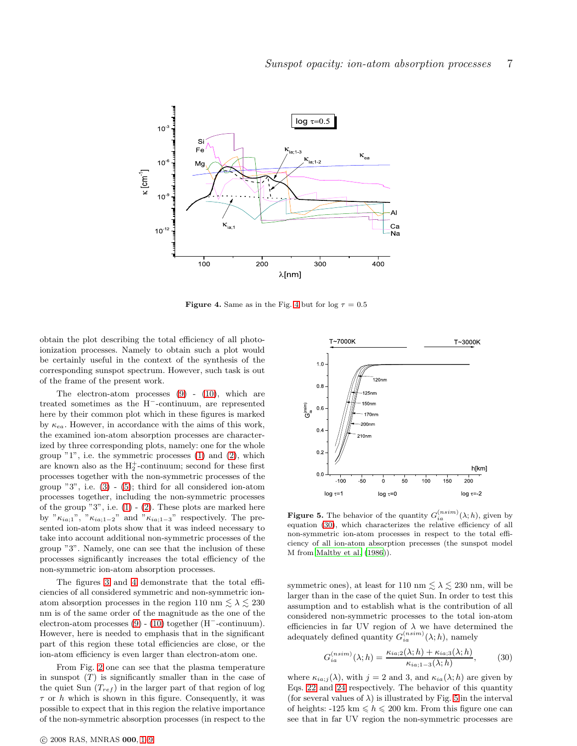**Figure 4.** Same as in the Fig. 4 but for log $\tau = 0.5$

obtain the plot describing the total efficiency of all photo-ionization processes. Namely to obtain such a plot would be certainly useful in the context of the synthesis of the corresponding sunspot spectrum. However, such task is out of the frame of the present work.

The electron-atom processes (9) - (10), which are treated sometimes as the $H^-$-continuum, are represented here by their common plot which in these figures is marked by $\kappa_{ea}$. However, in accordance with the aims of this work, the examined ion-atom absorption processes are characterized by three corresponding plots, namely: one for the whole group "1", i.e. the symmetric processes (1) and (2), which are known also as the $H_2^+$-continuum; second for these first processes together with the non-symmetric processes of the group "3", i.e. (3) - (5); third for all considered ion-atom processes together, including the non-symmetric processes of the group "3", i.e. (1) - (2). These plots are marked here by "$\kappa_{ia;1}$", "$\kappa_{ia;1-2}$" and "$\kappa_{ia;1-3}$" respectively. The presented ion-atom plots show that it was indeed necessary to take into account additional non-symmetric processes of the group "3". Namely, one can see that the inclusion of these processes significantly increases the total efficiency of the non-symmetric ion-atom absorption processes.

The figures 3 and 4 demonstrate that the total efficiencies of all considered symmetric and non-symmetric ion-atom absorption processes in the region 110 nm $\lesssim \lambda \lesssim$ 230 nm is of the same order of the magnitude as the one of the electron-atom processes (9) - (10) together ($H^-$-continuum). However, here is needed to emphasis that in the significant part of this region these total efficiencies are close, or the ion-atom efficiency is even larger than electron-atom one.

From Fig. 2 one can see that the plasma temperature in sunspot ($T$) is significantly smaller than in the case of the quiet Sun ($T_{ref}$) in the larger part of that region of log $\tau$ or $h$ which is shown in this figure. Consequently, it was possible to expect that in this region the relative importance of the non-symmetric absorption processes (in respect to the symmetric ones), at least for 110 nm $\lesssim \lambda \lesssim$ 230 nm, will be larger than in the case of the quiet Sun. In order to test this assumption and to establish what is the contribution of all considered non-symmetric processes to the total ion-atom efficiencies in far UV region of $\lambda$ we have determined the adequately defined quantity $G_{ia}^{(nsim)}(\lambda; h)$, namely

$$G_{ia}^{(nsim)}(\lambda; h) = \frac{\kappa_{ia;2}(\lambda; h) + \kappa_{ia;3}(\lambda; h)}{\kappa_{ia;1-3}(\lambda; h)}, \qquad (30)$$

where $\kappa_{ia;j}(\lambda)$, with $j = 2$ and 3, and $\kappa_{ia}(\lambda; h)$ are given by Eqs. 22 and 24 respectively. The behavior of this quantity (for several values of $\lambda$) is illustrated by Fig. 5 in the interval of heights: -125 km $\leqslant h \leqslant$ 200 km. From this figure one can see that in far UV region the non-symmetric processes are

**Figure 5.** The behavior of the quantity $G_{ia}^{(nsim)}(\lambda; h)$, given by equation (30), which characterizes the relative efficiency of all non-symmetric ion-atom processes in respect to the total efficiency of all ion-atom absorption precesses (the sunspot model M from Maltby et al. (1986)).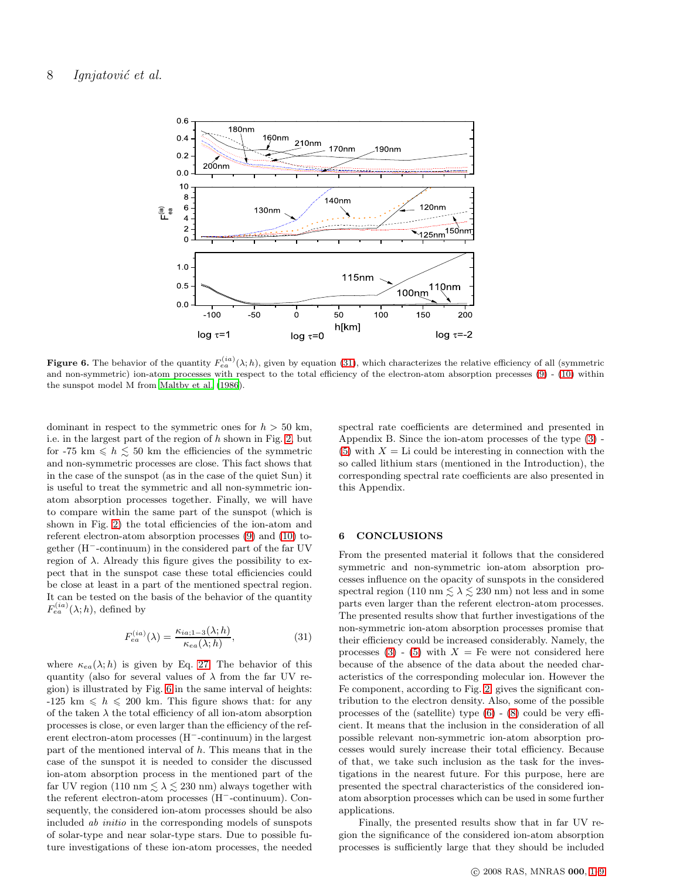**Figure 6.** The behavior of the quantity $F_{ea}^{(ia)}(\lambda; h)$, given by equation (31), which characterizes the relative efficiency of all (symmetric and non-symmetric) ion-atom processes with respect to the total efficiency of the electron-atom absorption processes (9) - (10) within the sunspot model M from Maltby et al. (1986).

dominant in respect to the symmetric ones for $h > 50$ km, i.e. in the largest part of the region of $h$ shown in Fig. 2, but for -75 km $\leqslant h \lesssim 50$ km the efficiencies of the symmetric and non-symmetric processes are close. This fact shows that in the case of the sunspot (as in the case of the quiet Sun) it is useful to treat the symmetric and all non-symmetric ion-atom absorption processes together. Finally, we will have to compare within the same part of the sunspot (which is shown in Fig. 2) the total efficiencies of the ion-atom and referent electron-atom absorption processes (9) and (10) together ($H^-$-continuum) in the considered part of the far UV region of $\lambda$. Already this figure gives the possibility to expect that in the sunspot case these total efficiencies could be close at least in a part of the mentioned spectral region. It can be tested on the basis of the behavior of the quantity $F_{ea}^{(ia)}(\lambda; h)$, defined by

$$F_{ea}^{(ia)}(\lambda) = \frac{\kappa_{ia;1-3}(\lambda; h)}{\kappa_{ea}(\lambda; h)}, \tag{31}$$

where $\kappa_{ea}(\lambda; h)$ is given by Eq. 27. The behavior of this quantity (also for several values of $\lambda$ from the far UV region) is illustrated by Fig. 6 in the same interval of heights: -125 km $\leqslant h \leqslant$ 200 km. This figure shows that: for any of the taken $\lambda$ the total efficiency of all ion-atom absorption processes is close, or even larger than the efficiency of the referent electron-atom processes ($H^-$-continuum) in the largest part of the mentioned interval of $h$. This means that in the case of the sunspot it is needed to consider the discussed ion-atom absorption process in the mentioned part of the far UV region (110 nm $\lesssim \lambda \lesssim$ 230 nm) always together with the referent electron-atom processes ($H^-$-continuum). Consequently, the considered ion-atom processes should be also included *ab initio* in the corresponding models of sunspots of solar-type and near solar-type stars. Due to possible future investigations of these ion-atom processes, the needed spectral rate coefficients are determined and presented in Appendix B. Since the ion-atom processes of the type (3) - (5) with $X$ = Li could be interesting in connection with the so called lithium stars (mentioned in the Introduction), the corresponding spectral rate coefficients are also presented in this Appendix.

## 6 CONCLUSIONS

From the presented material it follows that the considered symmetric and non-symmetric ion-atom absorption processes influence on the opacity of sunspots in the considered spectral region (110 nm $\lesssim \lambda \lesssim$ 230 nm) not less and in some parts even larger than the referent electron-atom processes. The presented results show that further investigations of the non-symmetric ion-atom absorption processes promise that their efficiency could be increased considerably. Namely, the processes (3) - (5) with $X$ = Fe were not considered here because of the absence of the data about the needed characteristics of the corresponding molecular ion. However the Fe component, according to Fig. 2 gives the significant contribution to the electron density. Also, some of the possible processes of the (satellite) type (6) - (8) could be very efficient. It means that the inclusion in the consideration of all possible relevant non-symmetric ion-atom absorption processes would surely increase their total efficiency. Because of that, we take such inclusion as the task for the investigations in the nearest future. For this purpose, here are presented the spectral characteristics of the considered ion-atom absorption processes which can be used in some further applications.

Finally, the presented results show that in far UV region the significance of the considered ion-atom absorption processes is sufficiently large that they should be included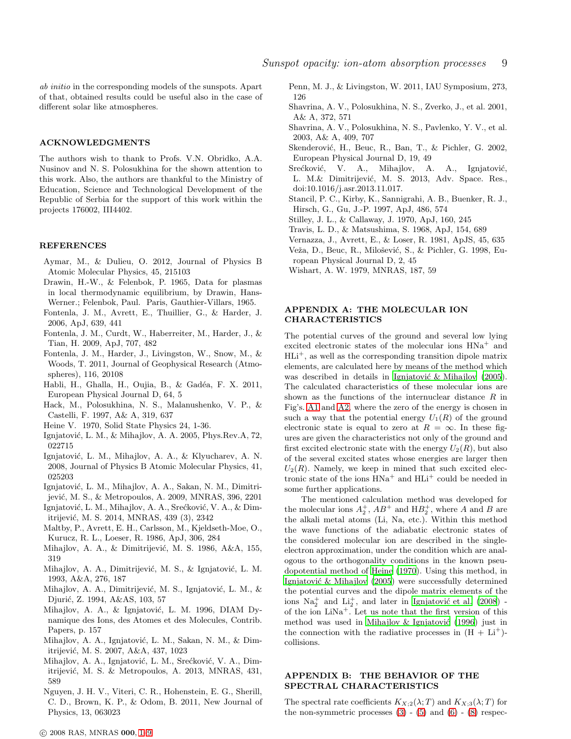*ab initio* in the corresponding models of the sunspots. Apart of that, obtained results could be useful also in the case of different solar like atmospheres.

## ACKNOWLEDGMENTS

The authors wish to thank to Profs. V.N. Obridko, A.A. Nusinov and N. S. Polosukhina for the shown attention to this work. Also, the authors are thankful to the Ministry of Education, Science and Technological Development of the Republic of Serbia for the support of this work within the projects 176002, III4402.

## REFERENCES

Aymar, M., & Dulieu, O. 2012, Journal of Physics B Atomic Molecular Physics, 45, 215103

Drawin, H.-W., & Felenbok, P. 1965, Data for plasmas in local thermodynamic equilibrium, by Drawin, Hans-Werner.; Felenbok, Paul. Paris, Gauthier-Villars, 1965.

Fontenla, J. M., Avrett, E., Thuillier, G., & Harder, J. 2006, ApJ, 639, 441

Fontenla, J. M., Curdt, W., Haberreiter, M., Harder, J., & Tian, H. 2009, ApJ, 707, 482

Fontenla, J. M., Harder, J., Livingston, W., Snow, M., & Woods, T. 2011, Journal of Geophysical Research (Atmospheres), 116, 20108

Habli, H., Ghalla, H., Oujia, B., & Gadéa, F. X. 2011, European Physical Journal D, 64, 5

Hack, M., Polosukhina, N. S., Malanushenko, V. P., & Castelli, F. 1997, A& A, 319, 637

Heine V. 1970, Solid State Physics 24, 1-36.

Ignjatović, L. M., & Mihajlov, A. A. 2005, Phys.Rev.A, 72, 022715

Ignjatović, L. M., Mihajlov, A. A., & Klyucharev, A. N. 2008, Journal of Physics B Atomic Molecular Physics, 41, 025203

Ignjatović, L. M., Mihajlov, A. A., Sakan, N. M., Dimitrijević, M. S., & Metropoulos, A. 2009, MNRAS, 396, 2201

Ignjatović, L. M., Mihajlov, A. A., Srećković, V. A., & Dimitrijević, M. S. 2014, MNRAS, 439 (3), 2342

Maltby, P., Avrett, E. H., Carlsson, M., Kjeldseth-Moe, O., Kurucz, R. L., Loeser, R. 1986, ApJ, 306, 284

Mihajlov, A. A., & Dimitrijević, M. S. 1986, A&A, 155, 319

Mihajlov, A. A., Dimitrijević, M. S., & Ignjatović, L. M. 1993, A&A, 276, 187

Mihajlov, A. A., Dimitrijević, M. S., Ignjatović, L. M., & Djurić, Z. 1994, A&AS, 103, 57

Mihajlov, A. A., & Ignjatović, L. M. 1996, DIAM Dynamique des Ions, des Atomes et des Molecules, Contrib. Papers, p. 157

Mihajlov, A. A., Ignjatović, L. M., Sakan, N. M., & Dimitrijević, M. S. 2007, A&A, 437, 1023

Mihajlov, A. A., Ignjatović, L. M., Srećković, V. A., Dimitrijević, M. S. & Metropoulos, A. 2013, MNRAS, 431, 589

Nguyen, J. H. V., Viteri, C. R., Hohenstein, E. G., Sherill, C. D., Brown, K. P., & Odom, B. 2011, New Journal of Physics, 13, 063023

Penn, M. J., & Livingston, W. 2011, IAU Symposium, 273, 126

Shavrina, A. V., Polosukhina, N. S., Zverko, J., et al. 2001, A& A, 372, 571

Shavrina, A. V., Polosukhina, N. S., Pavlenko, Y. V., et al. 2003, A& A, 409, 707

Skenderović, H., Beuc, R., Ban, T., & Pichler, G. 2002, European Physical Journal D, 19, 49

Srećković, V. A., Mihajlov, A. A., Ignjatović, L. M.& Dimitrijević, M. S. 2013, Adv. Space. Res., doi:10.1016/j.asr.2013.11.017.

Stancil, P. C., Kirby, K., Sannigrahi, A. B., Buenker, R. J., Hirsch, G., Gu, J.-P. 1997, ApJ, 486, 574

Stilley, J. L., & Callaway, J. 1970, ApJ, 160, 245

Travis, L. D., & Matsushima, S. 1968, ApJ, 154, 689

Vernazza, J., Avrett, E., & Loser, R. 1981, ApJS, 45, 635

Veža, D., Beuc, R., Milošević, S., & Pichler, G. 1998, European Physical Journal D, 2, 45

Wishart, A. W. 1979, MNRAS, 187, 59

## APPENDIX A: THE MOLECULAR ION CHARACTERISTICS

The potential curves of the ground and several low lying excited electronic states of the molecular ions $HNa^+$ and $HLi^+$, as well as the corresponding transition dipole matrix elements, are calculated here by means of the method which was described in details in Ignjatović & Mihajlov (2005). The calculated characteristics of these molecular ions are shown as the functions of the internuclear distance $R$ in Fig's. A1 and A2, where the zero of the energy is chosen in such a way that the potential energy $U_1(R)$ of the ground electronic state is equal to zero at $R = \infty$. In these figures are given the characteristics not only of the ground and first excited electronic state with the energy $U_2(R)$, but also of the several excited states whose energies are larger then $U_2(R)$. Namely, we keep in mined that such excited electronic state of the ions $HNa^+$ and $HLi^+$ could be needed in some further applications.

The mentioned calculation method was developed for the molecular ions $A_2^+$, $AB^+$ and $HB_2^+$, where $A$ and $B$ are the alkali metal atoms (Li, Na, etc.). Within this method the wave functions of the adiabatic electronic states of the considered molecular ion are described in the single-electron approximation, under the condition which are analogous to the orthogonality conditions in the known pseudopotential method of Heine (1970). Using this method, in Ignjatović & Mihajlov (2005) were successfully determined the potential curves and the dipole matrix elements of the ions $Na_2^+$ and $Li_2^+$, and later in Ignjatović et al. (2008) - of the ion $LiNa^+$. Let us note that the first version of this method was used in Mihajlov & Ignjatović (1996) just in the connection with the radiative processes in $(H + Li^+)$-collisions.

## APPENDIX B: THE BEHAVIOR OF THE SPECTRAL CHARACTERISTICS

The spectral rate coefficients $K_{X;2}(\lambda; T)$ and $K_{X;3}(\lambda; T)$ for the non-symmetric processes (3) - (5) and (6) - (8) respec-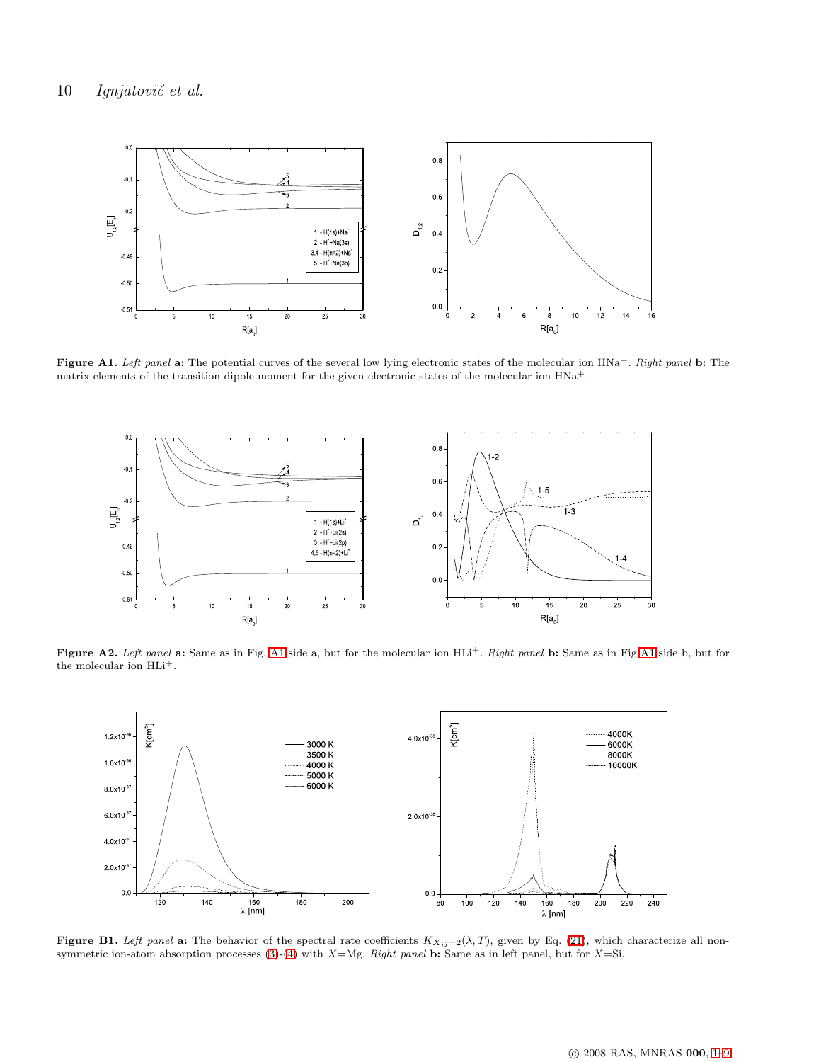**Figure A1.** *Left panel* **a:** The potential curves of the several low lying electronic states of the molecular ion $HNa^+$. *Right panel* **b:** The matrix elements of the transition dipole moment for the given electronic states of the molecular ion $HNa^+$.

**Figure A2.** *Left panel* **a:** Same as in Fig. A1 side a, but for the molecular ion $HLi^+$. *Right panel* **b:** Same as in Fig. A1 side b, but for the molecular ion $HLi^+$.

**Figure B1.** *Left panel* **a:** The behavior of the spectral rate coefficients $K_{X;j=2}(\lambda, T)$, given by Eq. (21), which characterize all non-symmetric ion-atom absorption processes (3)-(4) with $X$=Mg. *Right panel* **b:** Same as in left panel, but for $X$=Si.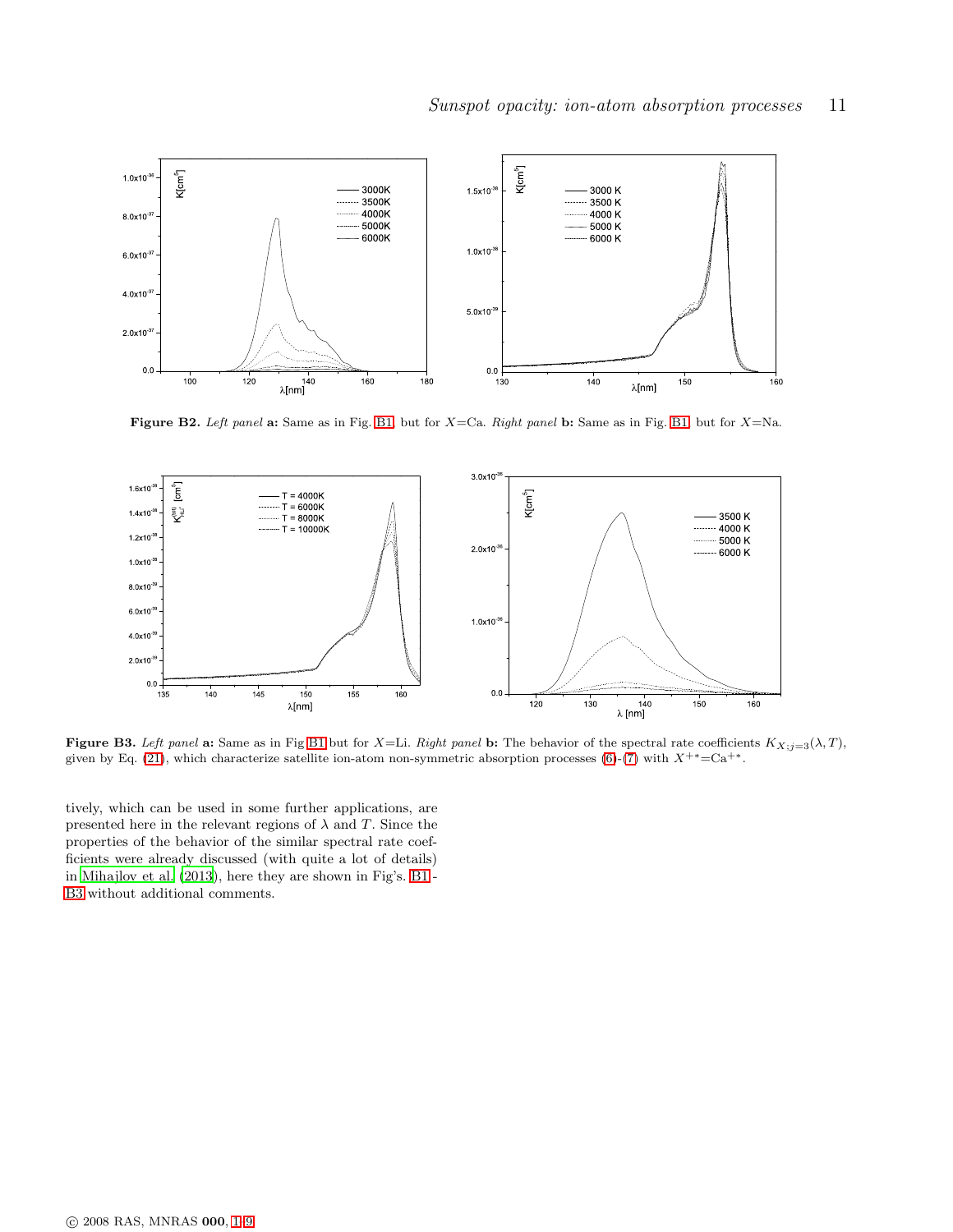K[cm^5]

1.0x10^-36

8.0x10^-37

6.0x10^-37

4.0x10^-37

2.0x10^-37

0.0

100 120 140 160 180

λ[nm]

3000K
3500K
4000K
5000K
6000K

K[cm^5]

1.5x10^-38

1.0x10^-38

5.0x10^-39

0.0

130 140 150 160

λ[nm]

3000 K
3500 K
4000 K
5000 K
6000 K

**Figure B2.** *Left panel* **a:** Same as in Fig. B1, but for $X$=Ca. *Right panel* **b:** Same as in Fig. B1, but for $X$=Na.

$K^{(ab)}_{H,Li^+}$ [cm^5]

1.6x10^-38

1.4x10^-38

1.2x10^-38

1.0x10^-38

8.0x10^-39

6.0x10^-39

4.0x10^-39

2.0x10^-39

0.0

135 140 145 150 155 160

λ[nm]

T = 4000K
T = 6000K
T = 8000K
T = 10000K

K[cm^5]

3.0x10^-36

2.0x10^-36

1.0x10^-36

0.0

120 130 140 150 160

λ [nm]

3500 K
4000 K
5000 K
6000 K

**Figure B3.** *Left panel* **a:** Same as in Fig B1 but for $X$=Li. *Right panel* **b:** The behavior of the spectral rate coefficients $K_{X;j=3}(\lambda, T)$, given by Eq. (21), which characterize satellite ion-atom non-symmetric absorption processes (6)-(7) with $X^{+*}$=$Ca^{+*}$.

tively, which can be used in some further applications, are presented here in the relevant regions of $\lambda$ and $T$. Since the properties of the behavior of the similar spectral rate coefficients were already discussed (with quite a lot of details) in Mihajlov et al. (2013), here they are shown in Fig's. B1 - B3 without additional comments.